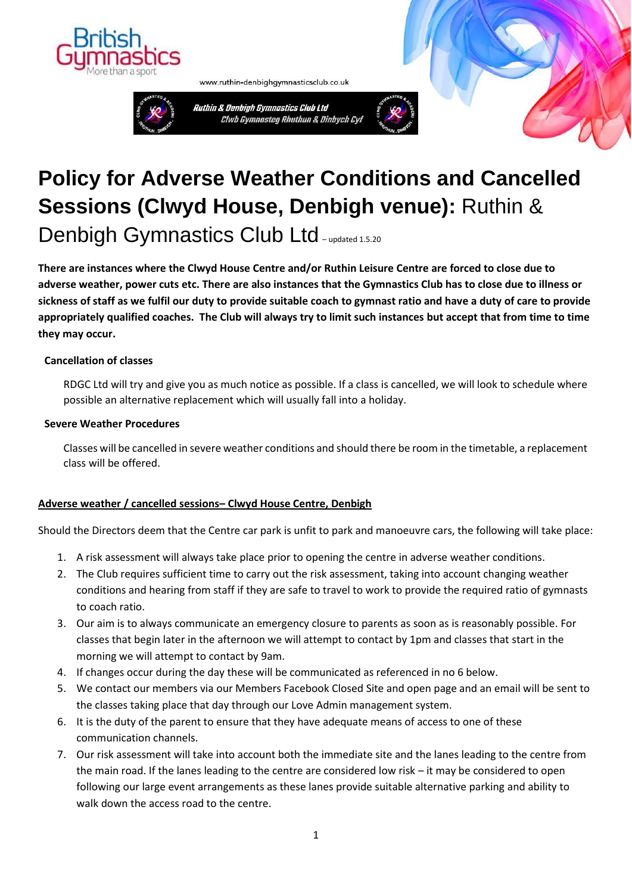British Gymnastics
More than a sport

www.ruthin-denbighgymnasticsclub.co.uk

Ruthin & Denbigh Gymnastics Club Ltd
Clwb Gymnasteg Rhuthun & Dinbych Cyf

# Policy for Adverse Weather Conditions and Cancelled Sessions (Clwyd House, Denbigh venue): Ruthin & Denbigh Gymnastics Club Ltd – updated 1.5.20

**There are instances where the Clwyd House Centre and/or Ruthin Leisure Centre are forced to close due to adverse weather, power cuts etc. There are also instances that the Gymnastics Club has to close due to illness or sickness of staff as we fulfil our duty to provide suitable coach to gymnast ratio and have a duty of care to provide appropriately qualified coaches. The Club will always try to limit such instances but accept that from time to time they may occur.**

**Cancellation of classes**

RDGC Ltd will try and give you as much notice as possible. If a class is cancelled, we will look to schedule where possible an alternative replacement which will usually fall into a holiday.

**Severe Weather Procedures**

Classes will be cancelled in severe weather conditions and should there be room in the timetable, a replacement class will be offered.

**Adverse weather / cancelled sessions– Clwyd House Centre, Denbigh**

Should the Directors deem that the Centre car park is unfit to park and manoeuvre cars, the following will take place:

1. A risk assessment will always take place prior to opening the centre in adverse weather conditions.
2. The Club requires sufficient time to carry out the risk assessment, taking into account changing weather conditions and hearing from staff if they are safe to travel to work to provide the required ratio of gymnasts to coach ratio.
3. Our aim is to always communicate an emergency closure to parents as soon as is reasonably possible. For classes that begin later in the afternoon we will attempt to contact by 1pm and classes that start in the morning we will attempt to contact by 9am.
4. If changes occur during the day these will be communicated as referenced in no 6 below.
5. We contact our members via our Members Facebook Closed Site and open page and an email will be sent to the classes taking place that day through our Love Admin management system.
6. It is the duty of the parent to ensure that they have adequate means of access to one of these communication channels.
7. Our risk assessment will take into account both the immediate site and the lanes leading to the centre from the main road. If the lanes leading to the centre are considered low risk – it may be considered to open following our large event arrangements as these lanes provide suitable alternative parking and ability to walk down the access road to the centre.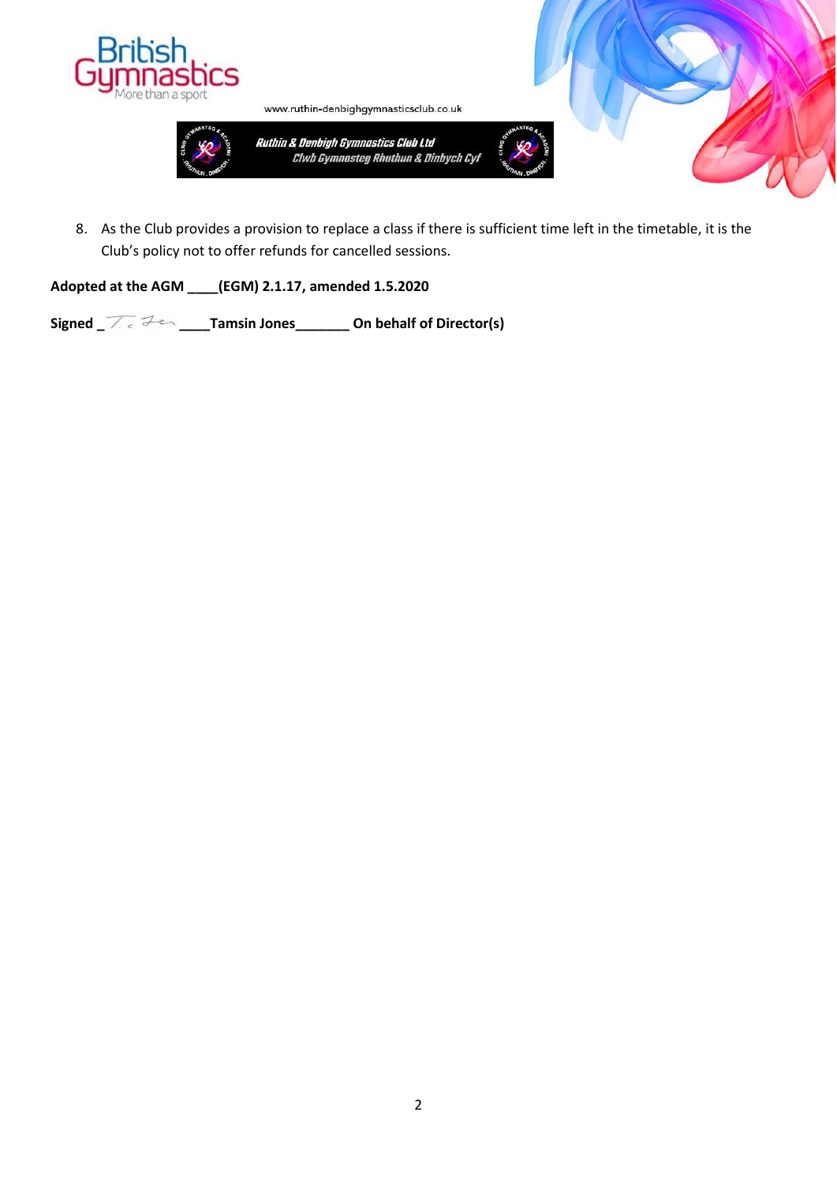8. As the Club provides a provision to replace a class if there is sufficient time left in the timetable, it is the Club's policy not to offer refunds for cancelled sessions.

**Adopted at the AGM ____(EGM) 2.1.17, amended 1.5.2020**

**Signed _ ____Tamsin Jones_______ On behalf of Director(s)**